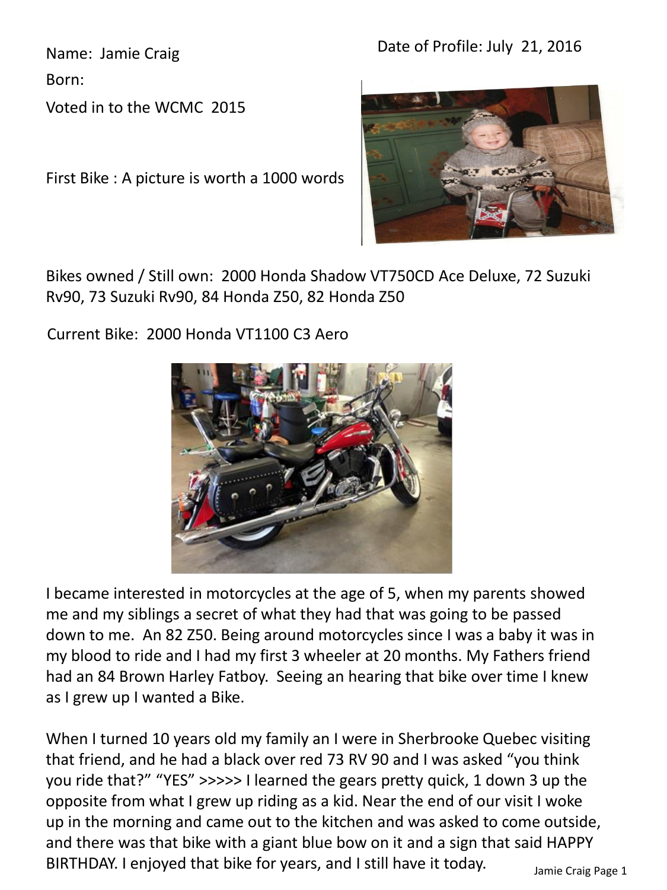Date of Profile: July 21, 2016

Name: Jamie Craig

Born:

Voted in to the WCMC 2015

First Bike : A picture is worth a 1000 words

Bikes owned / Still own: 2000 Honda Shadow VT750CD Ace Deluxe, 72 Suzuki Rv90, 73 Suzuki Rv90, 84 Honda Z50, 82 Honda Z50

Current Bike: 2000 Honda VT1100 C3 Aero

I became interested in motorcycles at the age of 5, when my parents showed me and my siblings a secret of what they had that was going to be passed down to me. An 82 Z50. Being around motorcycles since I was a baby it was in my blood to ride and I had my first 3 wheeler at 20 months. My Fathers friend had an 84 Brown Harley Fatboy. Seeing an hearing that bike over time I knew as I grew up I wanted a Bike.

When I turned 10 years old my family an I were in Sherbrooke Quebec visiting that friend, and he had a black over red 73 RV 90 and I was asked "you think you ride that?" "YES" >>>>> I learned the gears pretty quick, 1 down 3 up the opposite from what I grew up riding as a kid. Near the end of our visit I woke up in the morning and came out to the kitchen and was asked to come outside, and there was that bike with a giant blue bow on it and a sign that said HAPPY BIRTHDAY. I enjoyed that bike for years, and I still have it today.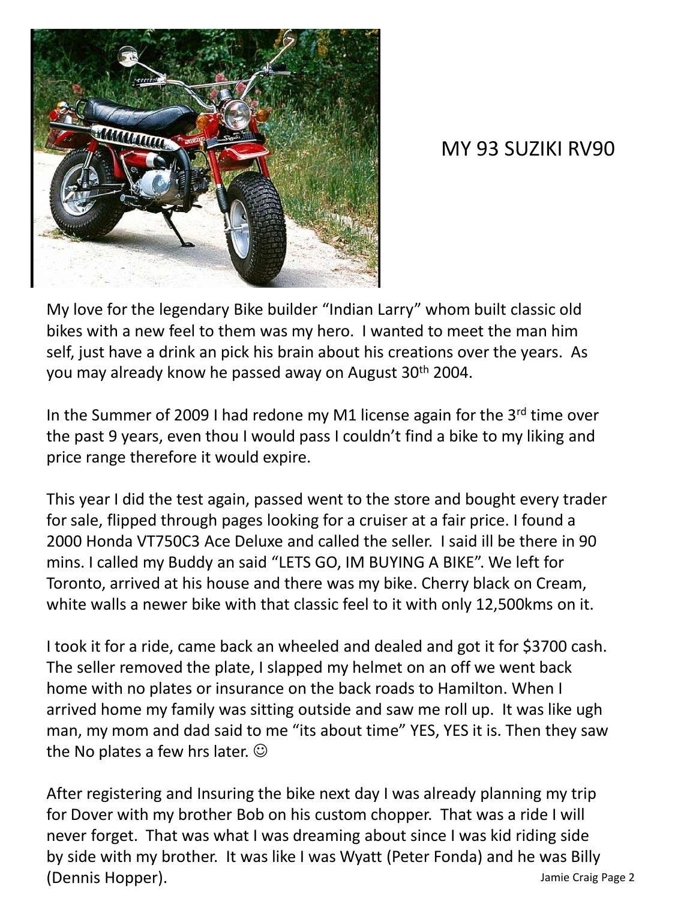MY 93 SUZIKI RV90

My love for the legendary Bike builder "Indian Larry" whom built classic old bikes with a new feel to them was my hero. I wanted to meet the man him self, just have a drink an pick his brain about his creations over the years. As you may already know he passed away on August 30th 2004.

In the Summer of 2009 I had redone my M1 license again for the 3rd time over the past 9 years, even thou I would pass I couldn't find a bike to my liking and price range therefore it would expire.

This year I did the test again, passed went to the store and bought every trader for sale, flipped through pages looking for a cruiser at a fair price. I found a 2000 Honda VT750C3 Ace Deluxe and called the seller. I said ill be there in 90 mins. I called my Buddy an said "LETS GO, IM BUYING A BIKE". We left for Toronto, arrived at his house and there was my bike. Cherry black on Cream, white walls a newer bike with that classic feel to it with only 12,500kms on it.

I took it for a ride, came back an wheeled and dealed and got it for $3700 cash. The seller removed the plate, I slapped my helmet on an off we went back home with no plates or insurance on the back roads to Hamilton. When I arrived home my family was sitting outside and saw me roll up. It was like ugh man, my mom and dad said to me "its about time" YES, YES it is. Then they saw the No plates a few hrs later. ☺

After registering and Insuring the bike next day I was already planning my trip for Dover with my brother Bob on his custom chopper. That was a ride I will never forget. That was what I was dreaming about since I was kid riding side by side with my brother. It was like I was Wyatt (Peter Fonda) and he was Billy (Dennis Hopper).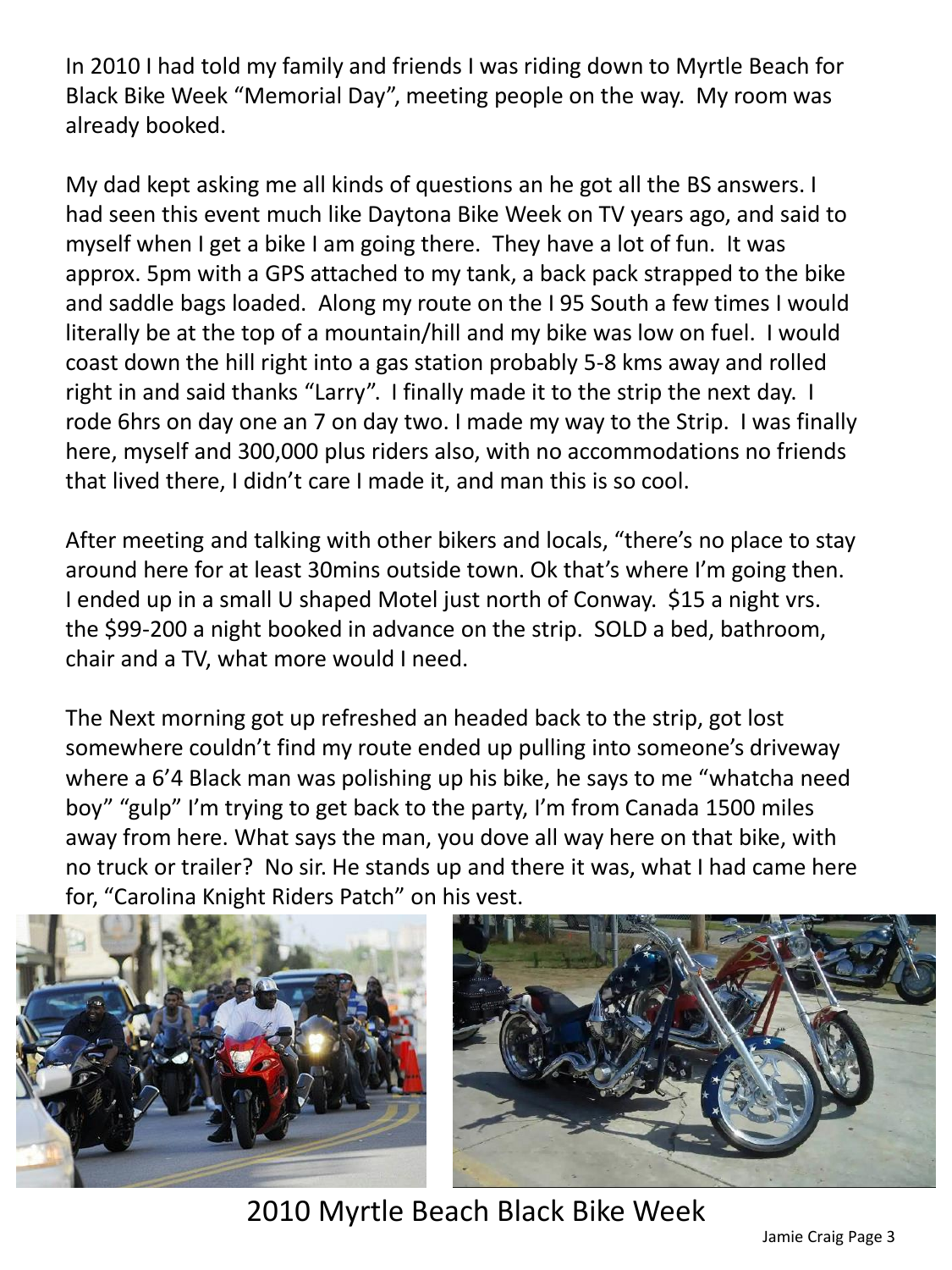In 2010 I had told my family and friends I was riding down to Myrtle Beach for Black Bike Week "Memorial Day", meeting people on the way. My room was already booked.

My dad kept asking me all kinds of questions an he got all the BS answers. I had seen this event much like Daytona Bike Week on TV years ago, and said to myself when I get a bike I am going there. They have a lot of fun. It was approx. 5pm with a GPS attached to my tank, a back pack strapped to the bike and saddle bags loaded. Along my route on the I 95 South a few times I would literally be at the top of a mountain/hill and my bike was low on fuel. I would coast down the hill right into a gas station probably 5-8 kms away and rolled right in and said thanks "Larry". I finally made it to the strip the next day. I rode 6hrs on day one an 7 on day two. I made my way to the Strip. I was finally here, myself and 300,000 plus riders also, with no accommodations no friends that lived there, I didn't care I made it, and man this is so cool.

After meeting and talking with other bikers and locals, "there's no place to stay around here for at least 30mins outside town. Ok that's where I'm going then. I ended up in a small U shaped Motel just north of Conway. $15 a night vrs. the $99-200 a night booked in advance on the strip. SOLD a bed, bathroom, chair and a TV, what more would I need.

The Next morning got up refreshed an headed back to the strip, got lost somewhere couldn't find my route ended up pulling into someone's driveway where a 6'4 Black man was polishing up his bike, he says to me "whatcha need boy" "gulp" I'm trying to get back to the party, I'm from Canada 1500 miles away from here. What says the man, you dove all way here on that bike, with no truck or trailer? No sir. He stands up and there it was, what I had came here for, "Carolina Knight Riders Patch" on his vest.

2010 Myrtle Beach Black Bike Week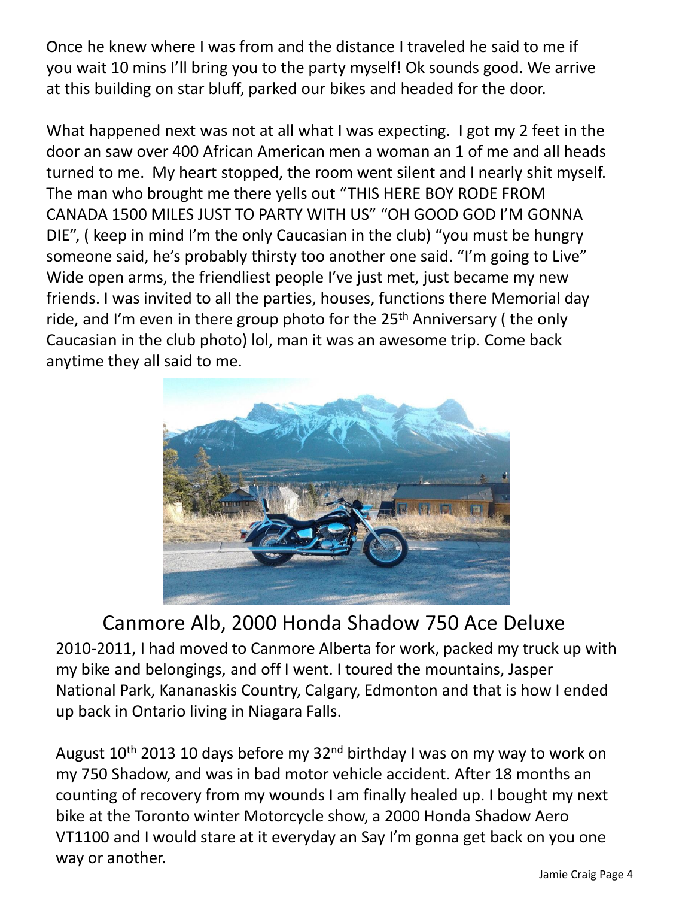Once he knew where I was from and the distance I traveled he said to me if you wait 10 mins I'll bring you to the party myself! Ok sounds good. We arrive at this building on star bluff, parked our bikes and headed for the door.

What happened next was not at all what I was expecting.  I got my 2 feet in the door an saw over 400 African American men a woman an 1 of me and all heads turned to me.  My heart stopped, the room went silent and I nearly shit myself. The man who brought me there yells out "THIS HERE BOY RODE FROM CANADA 1500 MILES JUST TO PARTY WITH US" "OH GOOD GOD I'M GONNA DIE", ( keep in mind I'm the only Caucasian in the club) "you must be hungry someone said, he's probably thirsty too another one said. "I'm going to Live" Wide open arms, the friendliest people I've just met, just became my new friends. I was invited to all the parties, houses, functions there Memorial day ride, and I'm even in there group photo for the 25th Anniversary ( the only Caucasian in the club photo) lol, man it was an awesome trip. Come back anytime they all said to me.

Canmore Alb, 2000 Honda Shadow 750 Ace Deluxe

2010-2011, I had moved to Canmore Alberta for work, packed my truck up with my bike and belongings, and off I went. I toured the mountains, Jasper National Park, Kananaskis Country, Calgary, Edmonton and that is how I ended up back in Ontario living in Niagara Falls.

August 10th 2013 10 days before my 32nd birthday I was on my way to work on my 750 Shadow, and was in bad motor vehicle accident. After 18 months an counting of recovery from my wounds I am finally healed up. I bought my next bike at the Toronto winter Motorcycle show, a 2000 Honda Shadow Aero VT1100 and I would stare at it everyday an Say I'm gonna get back on you one way or another.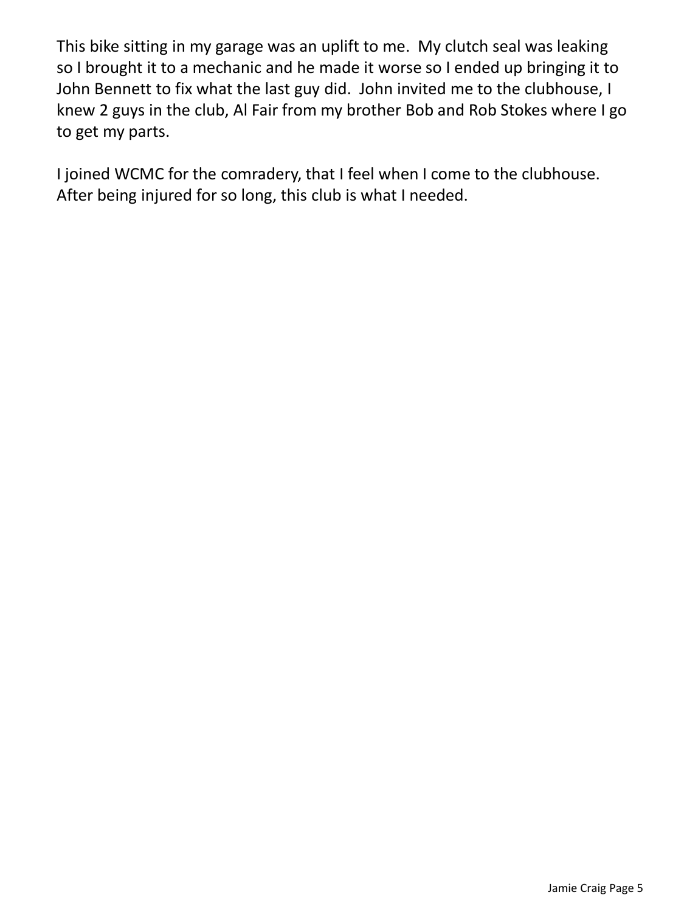This bike sitting in my garage was an uplift to me. My clutch seal was leaking so I brought it to a mechanic and he made it worse so I ended up bringing it to John Bennett to fix what the last guy did. John invited me to the clubhouse, I knew 2 guys in the club, Al Fair from my brother Bob and Rob Stokes where I go to get my parts.

I joined WCMC for the comradery, that I feel when I come to the clubhouse. After being injured for so long, this club is what I needed.